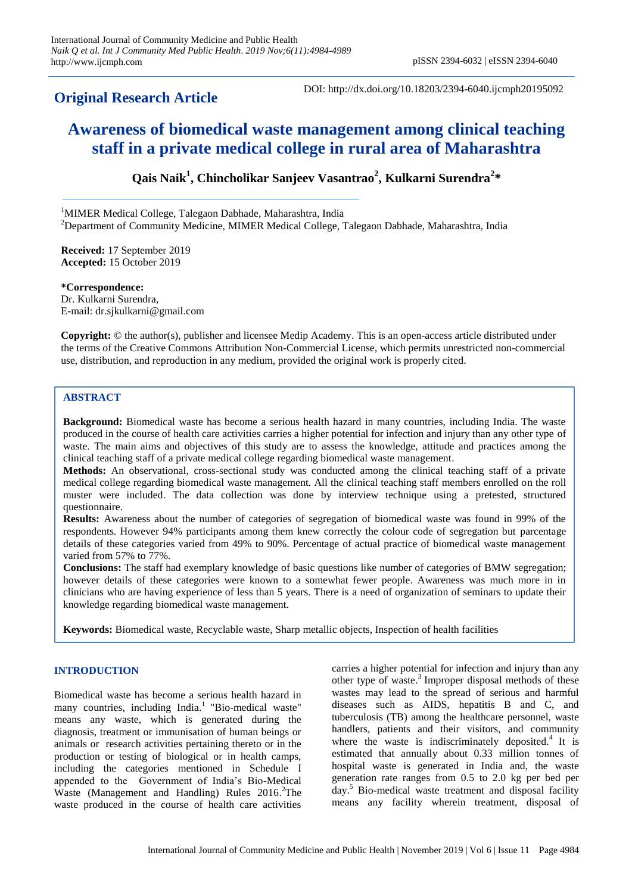**Original Research Article**

DOI: http://dx.doi.org/10.18203/2394-6040.ijcmph20195092

# Awareness of biomedical waste management among clinical teaching staff in a private medical college in rural area of Maharashtra

**Qais Naik[1], Chincholikar Sanjeev Vasantrao[2], Kulkarni Surendra[2]***

[1]MIMER Medical College, Talegaon Dabhade, Maharashtra, India
[2]Department of Community Medicine, MIMER Medical College, Talegaon Dabhade, Maharashtra, India

**Received:** 17 September 2019
**Accepted:** 15 October 2019

**\*Correspondence:**
Dr. Kulkarni Surendra,
E-mail: dr.sjkulkarni@gmail.com

**Copyright:** © the author(s), publisher and licensee Medip Academy. This is an open-access article distributed under the terms of the Creative Commons Attribution Non-Commercial License, which permits unrestricted non-commercial use, distribution, and reproduction in any medium, provided the original work is properly cited.

## ABSTRACT

**Background:** Biomedical waste has become a serious health hazard in many countries, including India. The waste produced in the course of health care activities carries a higher potential for infection and injury than any other type of waste. The main aims and objectives of this study are to assess the knowledge, attitude and practices among the clinical teaching staff of a private medical college regarding biomedical waste management.

**Methods:** An observational, cross-sectional study was conducted among the clinical teaching staff of a private medical college regarding biomedical waste management. All the clinical teaching staff members enrolled on the roll muster were included. The data collection was done by interview technique using a pretested, structured questionnaire.

**Results:** Awareness about the number of categories of segregation of biomedical waste was found in 99% of the respondents. However 94% participants among them knew correctly the colour code of segregation but parcentage details of these categories varied from 49% to 90%. Percentage of actual practice of biomedical waste management varied from 57% to 77%.

**Conclusions:** The staff had exemplary knowledge of basic questions like number of categories of BMW segregation; however details of these categories were known to a somewhat fewer people. Awareness was much more in in clinicians who are having experience of less than 5 years. There is a need of organization of seminars to update their knowledge regarding biomedical waste management.

**Keywords:** Biomedical waste, Recyclable waste, Sharp metallic objects, Inspection of health facilities

## INTRODUCTION

Biomedical waste has become a serious health hazard in many countries, including India.[1] "Bio-medical waste" means any waste, which is generated during the diagnosis, treatment or immunisation of human beings or animals or research activities pertaining thereto or in the production or testing of biological or in health camps, including the categories mentioned in Schedule I appended to the Government of India's Bio-Medical Waste (Management and Handling) Rules 2016.[2] The waste produced in the course of health care activities carries a higher potential for infection and injury than any other type of waste.[3] Improper disposal methods of these wastes may lead to the spread of serious and harmful diseases such as AIDS, hepatitis B and C, and tuberculosis (TB) among the healthcare personnel, waste handlers, patients and their visitors, and community where the waste is indiscriminately deposited.[4] It is estimated that annually about 0.33 million tonnes of hospital waste is generated in India and, the waste generation rate ranges from 0.5 to 2.0 kg per bed per day.[5] Bio-medical waste treatment and disposal facility means any facility wherein treatment, disposal of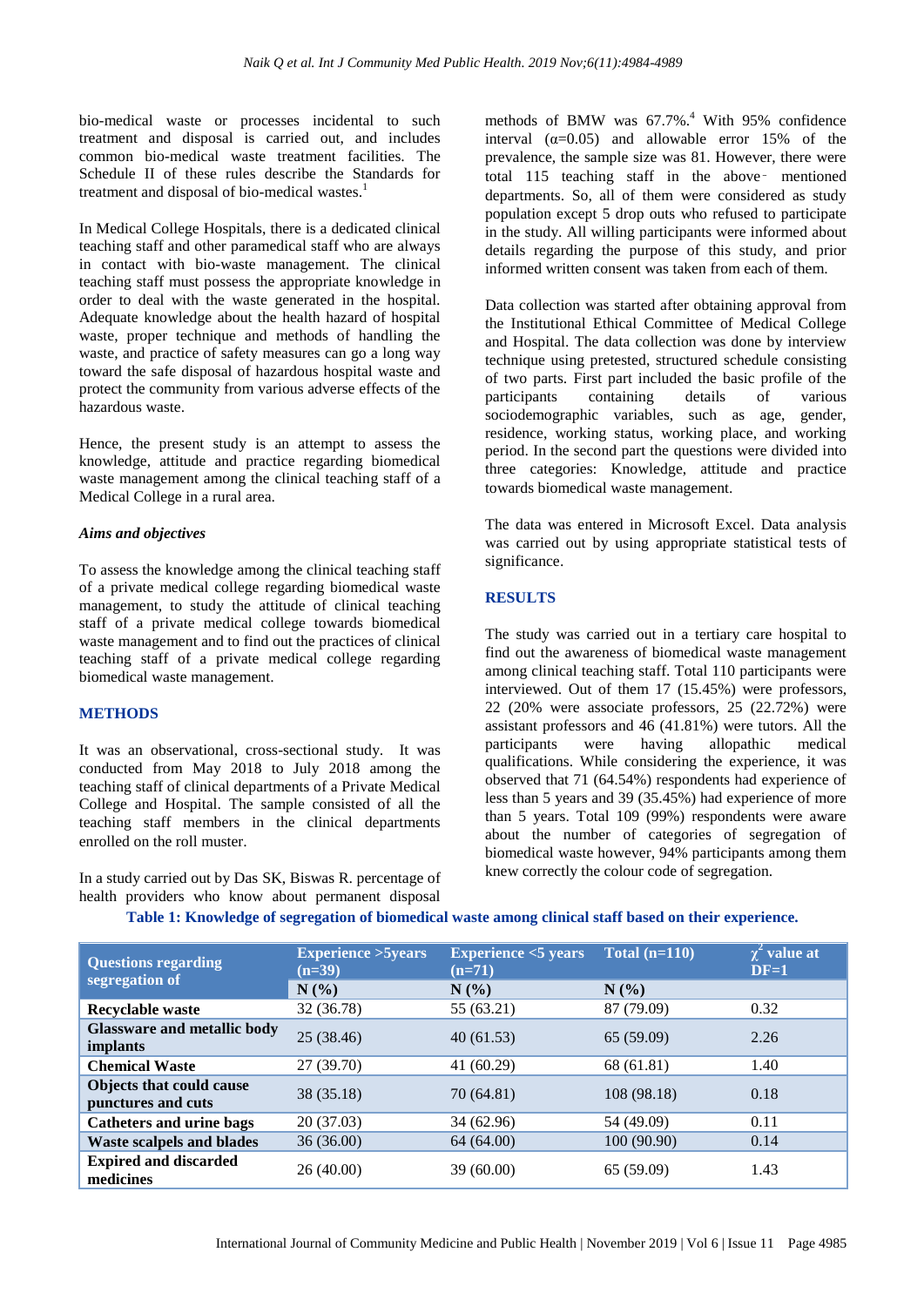bio-medical waste or processes incidental to such treatment and disposal is carried out, and includes common bio-medical waste treatment facilities. The Schedule II of these rules describe the Standards for treatment and disposal of bio-medical wastes.[1]

In Medical College Hospitals, there is a dedicated clinical teaching staff and other paramedical staff who are always in contact with bio-waste management. The clinical teaching staff must possess the appropriate knowledge in order to deal with the waste generated in the hospital. Adequate knowledge about the health hazard of hospital waste, proper technique and methods of handling the waste, and practice of safety measures can go a long way toward the safe disposal of hazardous hospital waste and protect the community from various adverse effects of the hazardous waste.

Hence, the present study is an attempt to assess the knowledge, attitude and practice regarding biomedical waste management among the clinical teaching staff of a Medical College in a rural area.

### *Aims and objectives*

To assess the knowledge among the clinical teaching staff of a private medical college regarding biomedical waste management, to study the attitude of clinical teaching staff of a private medical college towards biomedical waste management and to find out the practices of clinical teaching staff of a private medical college regarding biomedical waste management.

## METHODS

It was an observational, cross-sectional study. It was conducted from May 2018 to July 2018 among the teaching staff of clinical departments of a Private Medical College and Hospital. The sample consisted of all the teaching staff members in the clinical departments enrolled on the roll muster.

In a study carried out by Das SK, Biswas R. percentage of health providers who know about permanent disposal methods of BMW was 67.7%.[4] With 95% confidence interval ($\alpha$=0.05) and allowable error 15% of the prevalence, the sample size was 81. However, there were total 115 teaching staff in the above- mentioned departments. So, all of them were considered as study population except 5 drop outs who refused to participate in the study. All willing participants were informed about details regarding the purpose of this study, and prior informed written consent was taken from each of them.

Data collection was started after obtaining approval from the Institutional Ethical Committee of Medical College and Hospital. The data collection was done by interview technique using pretested, structured schedule consisting of two parts. First part included the basic profile of the participants containing details of various sociodemographic variables, such as age, gender, residence, working status, working place, and working period. In the second part the questions were divided into three categories: Knowledge, attitude and practice towards biomedical waste management.

The data was entered in Microsoft Excel. Data analysis was carried out by using appropriate statistical tests of significance.

## RESULTS

The study was carried out in a tertiary care hospital to find out the awareness of biomedical waste management among clinical teaching staff. Total 110 participants were interviewed. Out of them 17 (15.45%) were professors, 22 (20% were associate professors, 25 (22.72%) were assistant professors and 46 (41.81%) were tutors. All the participants were having allopathic medical qualifications. While considering the experience, it was observed that 71 (64.54%) respondents had experience of less than 5 years and 39 (35.45%) had experience of more than 5 years. Total 109 (99%) respondents were aware about the number of categories of segregation of biomedical waste however, 94% participants among them knew correctly the colour code of segregation.

**Table 1: Knowledge of segregation of biomedical waste among clinical staff based on their experience.**

| Questions regarding segregation of | Experience >5years (n=39) | Experience <5 years (n=71) | Total (n=110) | $\chi^2$ value at DF=1 |
|---|---|---|---|---|
| | N (%) | N (%) | N (%) | |
| **Recyclable waste** | 32 (36.78) | 55 (63.21) | 87 (79.09) | 0.32 |
| **Glassware and metallic body implants** | 25 (38.46) | 40 (61.53) | 65 (59.09) | 2.26 |
| **Chemical Waste** | 27 (39.70) | 41 (60.29) | 68 (61.81) | 1.40 |
| **Objects that could cause punctures and cuts** | 38 (35.18) | 70 (64.81) | 108 (98.18) | 0.18 |
| **Catheters and urine bags** | 20 (37.03) | 34 (62.96) | 54 (49.09) | 0.11 |
| **Waste scalpels and blades** | 36 (36.00) | 64 (64.00) | 100 (90.90) | 0.14 |
| **Expired and discarded medicines** | 26 (40.00) | 39 (60.00) | 65 (59.09) | 1.43 |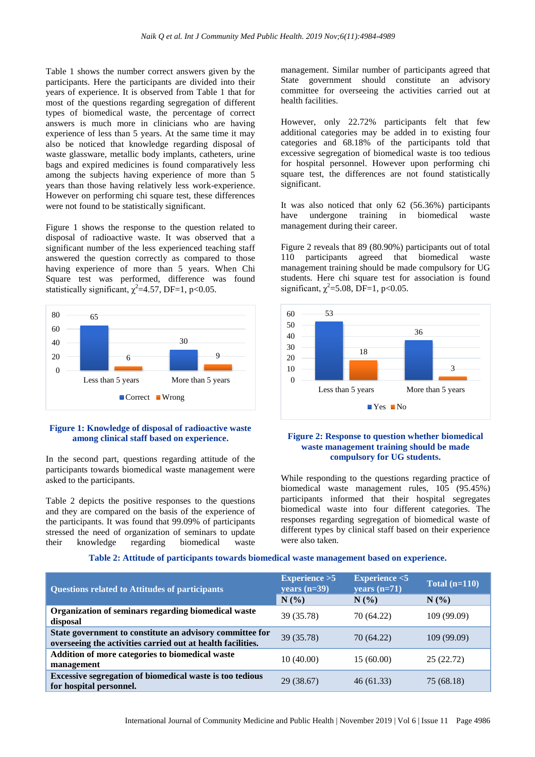Table 1 shows the number correct answers given by the participants. Here the participants are divided into their years of experience. It is observed from Table 1 that for most of the questions regarding segregation of different types of biomedical waste, the percentage of correct answers is much more in clinicians who are having experience of less than 5 years. At the same time it may also be noticed that knowledge regarding disposal of waste glassware, metallic body implants, catheters, urine bags and expired medicines is found comparatively less among the subjects having experience of more than 5 years than those having relatively less work-experience. However on performing chi square test, these differences were not found to be statistically significant.

Figure 1 shows the response to the question related to disposal of radioactive waste. It was observed that a significant number of the less experienced teaching staff answered the question correctly as compared to those having experience of more than 5 years. When Chi Square test was performed, difference was found statistically significant, $\chi^2$=4.57, DF=1, p<0.05.

**Figure 1: Knowledge of disposal of radioactive waste among clinical staff based on experience.**

In the second part, questions regarding attitude of the participants towards biomedical waste management were asked to the participants.

Table 2 depicts the positive responses to the questions and they are compared on the basis of the experience of the participants. It was found that 99.09% of participants stressed the need of organization of seminars to update their knowledge regarding biomedical waste management. Similar number of participants agreed that State government should constitute an advisory committee for overseeing the activities carried out at health facilities.

However, only 22.72% participants felt that few additional categories may be added in to existing four categories and 68.18% of the participants told that excessive segregation of biomedical waste is too tedious for hospital personnel. However upon performing chi square test, the differences are not found statistically significant.

It was also noticed that only 62 (56.36%) participants have undergone training in biomedical waste management during their career.

Figure 2 reveals that 89 (80.90%) participants out of total 110 participants agreed that biomedical waste management training should be made compulsory for UG students. Here chi square test for association is found significant, $\chi^2$=5.08, DF=1, p<0.05.

**Figure 2: Response to question whether biomedical waste management training should be made compulsory for UG students.**

While responding to the questions regarding practice of biomedical waste management rules, 105 (95.45%) participants informed that their hospital segregates biomedical waste into four different categories. The responses regarding segregation of biomedical waste of different types by clinical staff based on their experience were also taken.

**Table 2: Attitude of participants towards biomedical waste management based on experience.**

| Questions related to Attitudes of participants | Experience >5 years (n=39) N (%) | Experience <5 years (n=71) N (%) | Total (n=110) N (%) |
|---|---|---|---|
| **Organization of seminars regarding biomedical waste disposal** | 39 (35.78) | 70 (64.22) | 109 (99.09) |
| **State government to constitute an advisory committee for overseeing the activities carried out at health facilities.** | 39 (35.78) | 70 (64.22) | 109 (99.09) |
| **Addition of more categories to biomedical waste management** | 10 (40.00) | 15 (60.00) | 25 (22.72) |
| **Excessive segregation of biomedical waste is too tedious for hospital personnel.** | 29 (38.67) | 46 (61.33) | 75 (68.18) |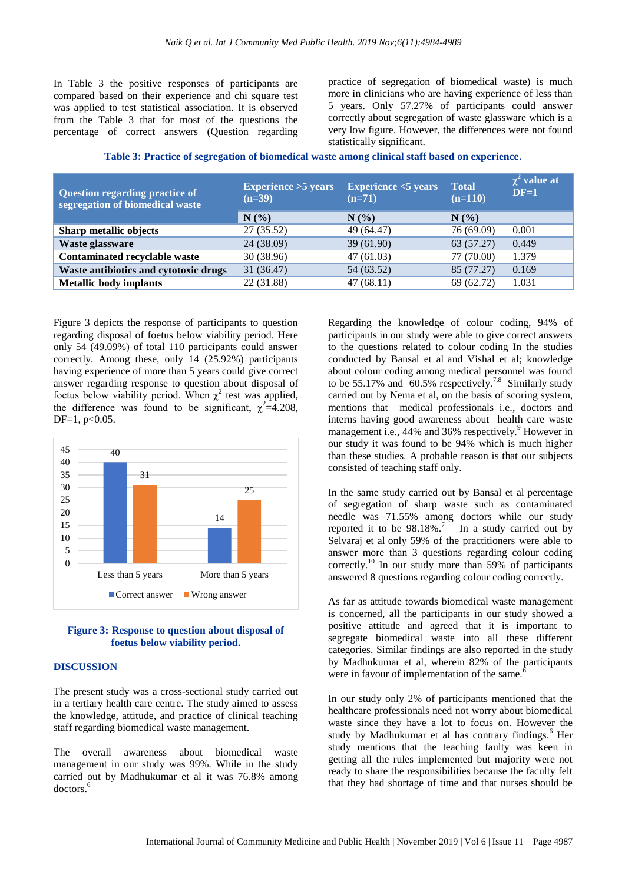In Table 3 the positive responses of participants are compared based on their experience and chi square test was applied to test statistical association. It is observed from the Table 3 that for most of the questions the percentage of correct answers (Question regarding practice of segregation of biomedical waste) is much more in clinicians who are having experience of less than 5 years. Only 57.27% of participants could answer correctly about segregation of waste glassware which is a very low figure. However, the differences were not found statistically significant.

**Table 3: Practice of segregation of biomedical waste among clinical staff based on experience.**

| Question regarding practice of segregation of biomedical waste | Experience >5 years (n=39) | Experience <5 years (n=71) | Total (n=110) | $\chi^2$ value at DF=1 |
|---|---|---|---|---|
| | N (%) | N (%) | N (%) | |
| **Sharp metallic objects** | 27 (35.52) | 49 (64.47) | 76 (69.09) | 0.001 |
| **Waste glassware** | 24 (38.09) | 39 (61.90) | 63 (57.27) | 0.449 |
| **Contaminated recyclable waste** | 30 (38.96) | 47 (61.03) | 77 (70.00) | 1.379 |
| **Waste antibiotics and cytotoxic drugs** | 31 (36.47) | 54 (63.52) | 85 (77.27) | 0.169 |
| **Metallic body implants** | 22 (31.88) | 47 (68.11) | 69 (62.72) | 1.031 |

Figure 3 depicts the response of participants to question regarding disposal of foetus below viability period. Here only 54 (49.09%) of total 110 participants could answer correctly. Among these, only 14 (25.92%) participants having experience of more than 5 years could give correct answer regarding response to question about disposal of foetus below viability period. When $\chi^2$ test was applied, the difference was found to be significant, $\chi^2$=4.208, DF=1, $p<0.05$.

**Figure 3: Response to question about disposal of foetus below viability period.**

## DISCUSSION

The present study was a cross-sectional study carried out in a tertiary health care centre. The study aimed to assess the knowledge, attitude, and practice of clinical teaching staff regarding biomedical waste management.

The overall awareness about biomedical waste management in our study was 99%. While in the study carried out by Madhukumar et al it was 76.8% among doctors.[6]

Regarding the knowledge of colour coding, 94% of participants in our study were able to give correct answers to the questions related to colour coding In the studies conducted by Bansal et al and Vishal et al; knowledge about colour coding among medical personnel was found to be 55.17% and 60.5% respectively.[7,8] Similarly study carried out by Nema et al, on the basis of scoring system, mentions that medical professionals i.e., doctors and interns having good awareness about health care waste management i.e., 44% and 36% respectively.[9] However in our study it was found to be 94% which is much higher than these studies. A probable reason is that our subjects consisted of teaching staff only.

In the same study carried out by Bansal et al percentage of segregation of sharp waste such as contaminated needle was 71.55% among doctors while our study reported it to be 98.18%.[7] In a study carried out by Selvaraj et al only 59% of the practitioners were able to answer more than 3 questions regarding colour coding correctly.[10] In our study more than 59% of participants answered 8 questions regarding colour coding correctly.

As far as attitude towards biomedical waste management is concerned, all the participants in our study showed a positive attitude and agreed that it is important to segregate biomedical waste into all these different categories. Similar findings are also reported in the study by Madhukumar et al, wherein 82% of the participants were in favour of implementation of the same.[6]

In our study only 2% of participants mentioned that the healthcare professionals need not worry about biomedical waste since they have a lot to focus on. However the study by Madhukumar et al has contrary findings.[6] Her study mentions that the teaching faculty was keen in getting all the rules implemented but majority were not ready to share the responsibilities because the faculty felt that they had shortage of time and that nurses should be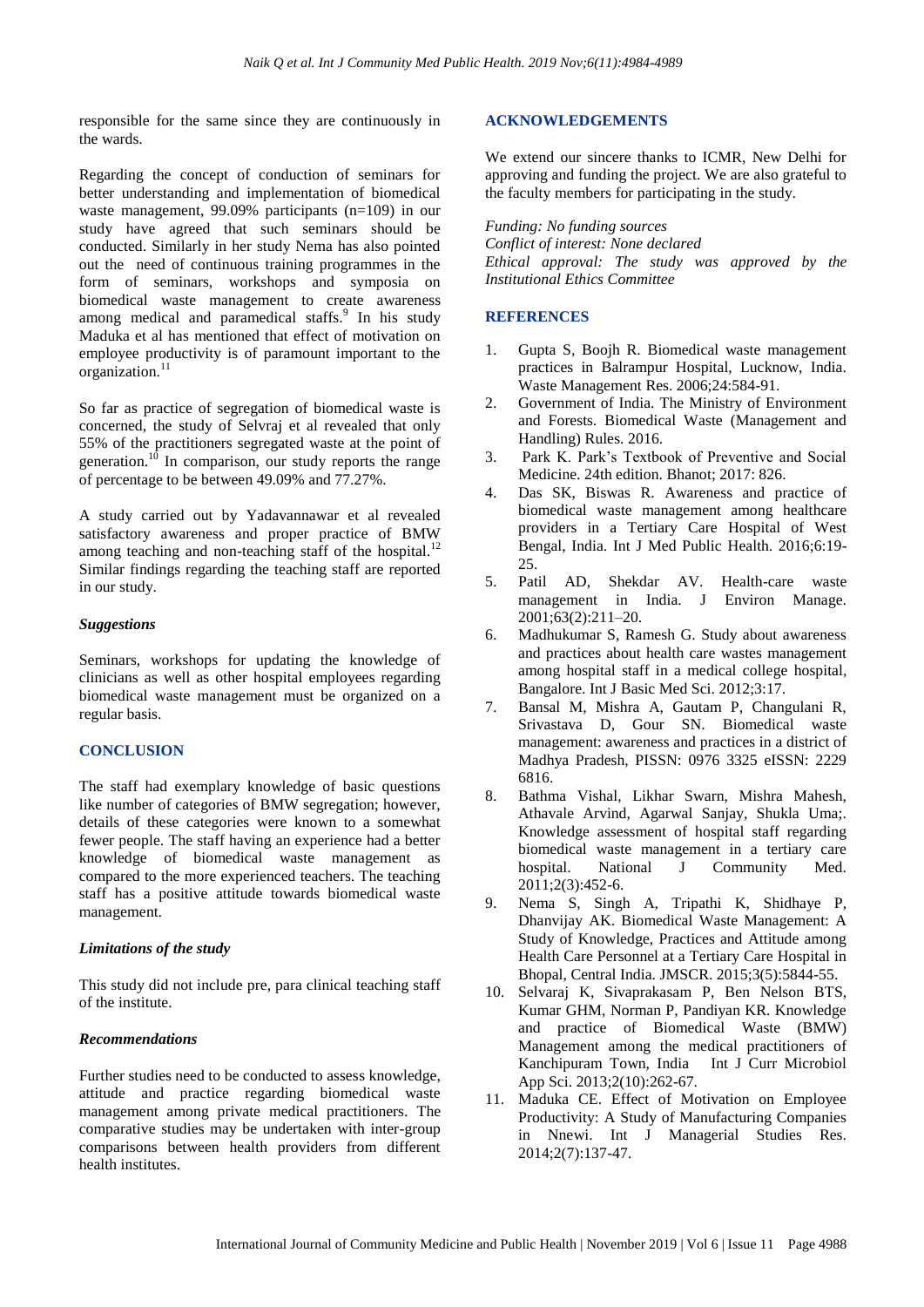responsible for the same since they are continuously in the wards.

Regarding the concept of conduction of seminars for better understanding and implementation of biomedical waste management, 99.09% participants (n=109) in our study have agreed that such seminars should be conducted. Similarly in her study Nema has also pointed out the need of continuous training programmes in the form of seminars, workshops and symposia on biomedical waste management to create awareness among medical and paramedical staffs.[9] In his study Maduka et al has mentioned that effect of motivation on employee productivity is of paramount important to the organization.[11]

So far as practice of segregation of biomedical waste is concerned, the study of Selvraj et al revealed that only 55% of the practitioners segregated waste at the point of generation.[10] In comparison, our study reports the range of percentage to be between 49.09% and 77.27%.

A study carried out by Yadavannawar et al revealed satisfactory awareness and proper practice of BMW among teaching and non-teaching staff of the hospital.[12] Similar findings regarding the teaching staff are reported in our study.

### *Suggestions*

Seminars, workshops for updating the knowledge of clinicians as well as other hospital employees regarding biomedical waste management must be organized on a regular basis.

## CONCLUSION

The staff had exemplary knowledge of basic questions like number of categories of BMW segregation; however, details of these categories were known to a somewhat fewer people. The staff having an experience had a better knowledge of biomedical waste management as compared to the more experienced teachers. The teaching staff has a positive attitude towards biomedical waste management.

### *Limitations of the study*

This study did not include pre, para clinical teaching staff of the institute.

### *Recommendations*

Further studies need to be conducted to assess knowledge, attitude and practice regarding biomedical waste management among private medical practitioners. The comparative studies may be undertaken with inter-group comparisons between health providers from different health institutes.

## ACKNOWLEDGEMENTS

We extend our sincere thanks to ICMR, New Delhi for approving and funding the project. We are also grateful to the faculty members for participating in the study.

*Funding: No funding sources*
*Conflict of interest: None declared*
*Ethical approval: The study was approved by the Institutional Ethics Committee*

## REFERENCES

1. Gupta S, Boojh R. Biomedical waste management practices in Balrampur Hospital, Lucknow, India. Waste Management Res. 2006;24:584-91.
2. Government of India. The Ministry of Environment and Forests. Biomedical Waste (Management and Handling) Rules. 2016.
3. Park K. Park's Textbook of Preventive and Social Medicine. 24th edition. Bhanot; 2017: 826.
4. Das SK, Biswas R. Awareness and practice of biomedical waste management among healthcare providers in a Tertiary Care Hospital of West Bengal, India. Int J Med Public Health. 2016;6:19-25.
5. Patil AD, Shekdar AV. Health-care waste management in India. J Environ Manage. 2001;63(2):211–20.
6. Madhukumar S, Ramesh G. Study about awareness and practices about health care wastes management among hospital staff in a medical college hospital, Bangalore. Int J Basic Med Sci. 2012;3:17.
7. Bansal M, Mishra A, Gautam P, Changulani R, Srivastava D, Gour SN. Biomedical waste management: awareness and practices in a district of Madhya Pradesh, PISSN: 0976 3325 eISSN: 2229 6816.
8. Bathma Vishal, Likhar Swarn, Mishra Mahesh, Athavale Arvind, Agarwal Sanjay, Shukla Uma;. Knowledge assessment of hospital staff regarding biomedical waste management in a tertiary care hospital. National J Community Med. 2011;2(3):452-6.
9. Nema S, Singh A, Tripathi K, Shidhaye P, Dhanvijay AK. Biomedical Waste Management: A Study of Knowledge, Practices and Attitude among Health Care Personnel at a Tertiary Care Hospital in Bhopal, Central India. JMSCR. 2015;3(5):5844-55.
10. Selvaraj K, Sivaprakasam P, Ben Nelson BTS, Kumar GHM, Norman P, Pandiyan KR. Knowledge and practice of Biomedical Waste (BMW) Management among the medical practitioners of Kanchipuram Town, India Int J Curr Microbiol App Sci. 2013;2(10):262-67.
11. Maduka CE. Effect of Motivation on Employee Productivity: A Study of Manufacturing Companies in Nnewi. Int J Managerial Studies Res. 2014;2(7):137-47.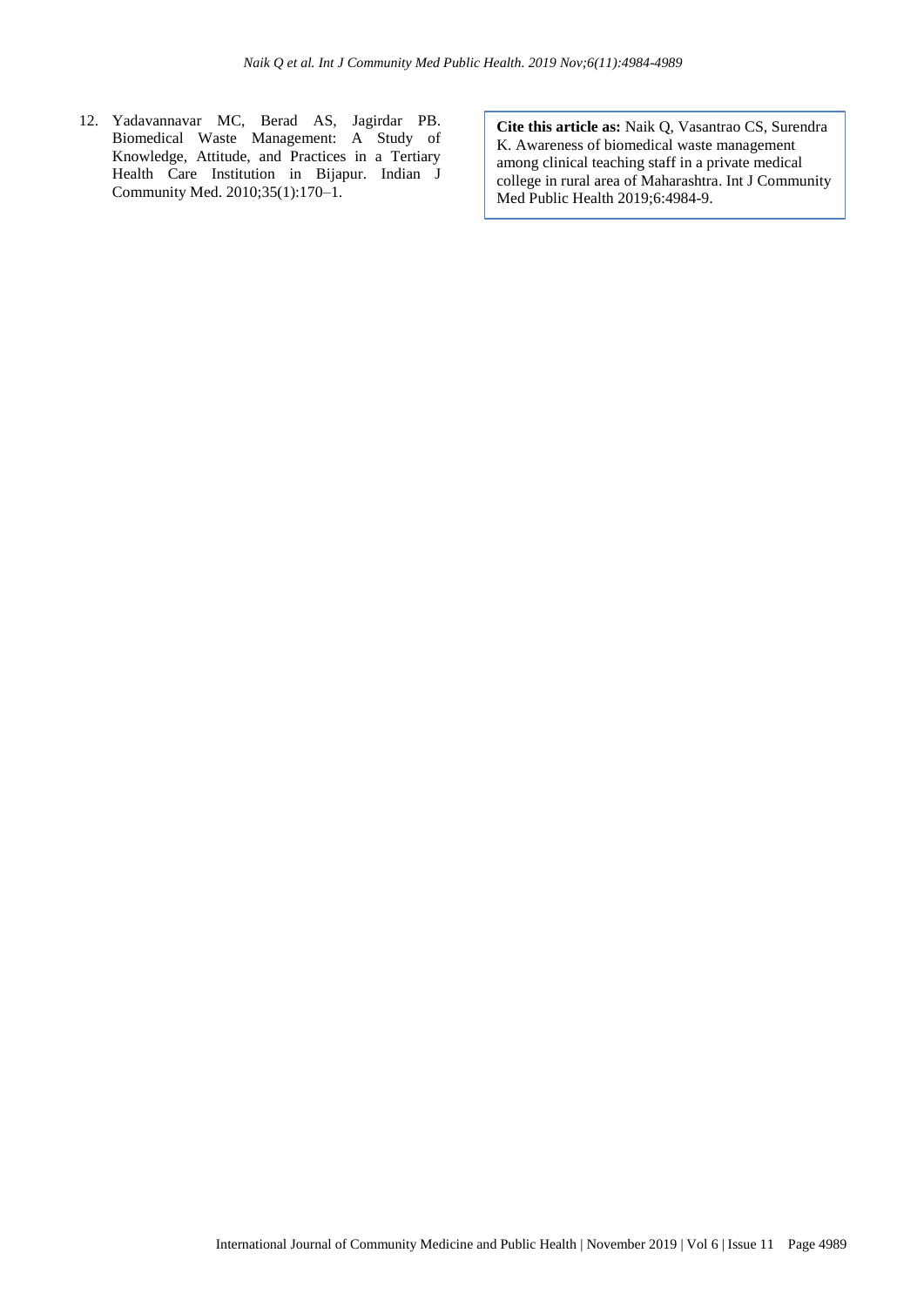12. Yadavannavar MC, Berad AS, Jagirdar PB. Biomedical Waste Management: A Study of Knowledge, Attitude, and Practices in a Tertiary Health Care Institution in Bijapur. Indian J Community Med. 2010;35(1):170–1.

**Cite this article as:** Naik Q, Vasantrao CS, Surendra K. Awareness of biomedical waste management among clinical teaching staff in a private medical college in rural area of Maharashtra. Int J Community Med Public Health 2019;6:4984-9.